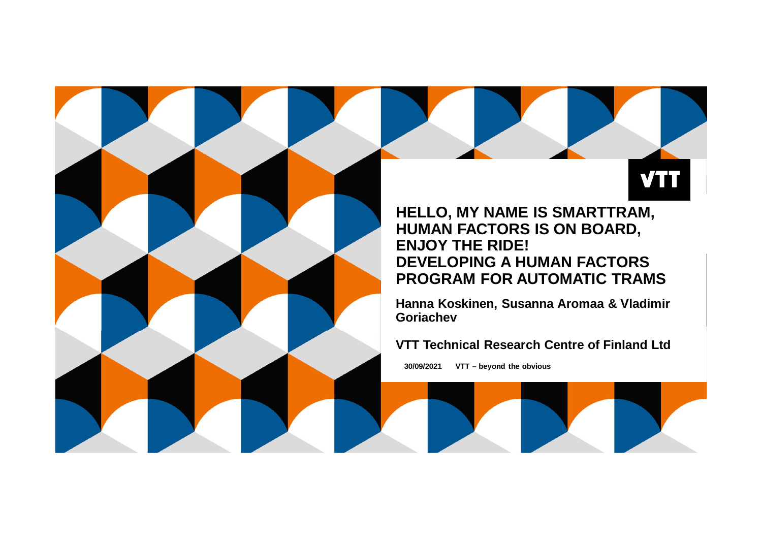VTT

# HELLO, MY NAME IS SMARTTRAM, HUMAN FACTORS IS ON BOARD, ENJOY THE RIDE! DEVELOPING A HUMAN FACTORS PROGRAM FOR AUTOMATIC TRAMS

**Hanna Koskinen, Susanna Aromaa & Vladimir Goriachev**

**VTT Technical Research Centre of Finland Ltd**

**30/09/2021 VTT – beyond the obvious**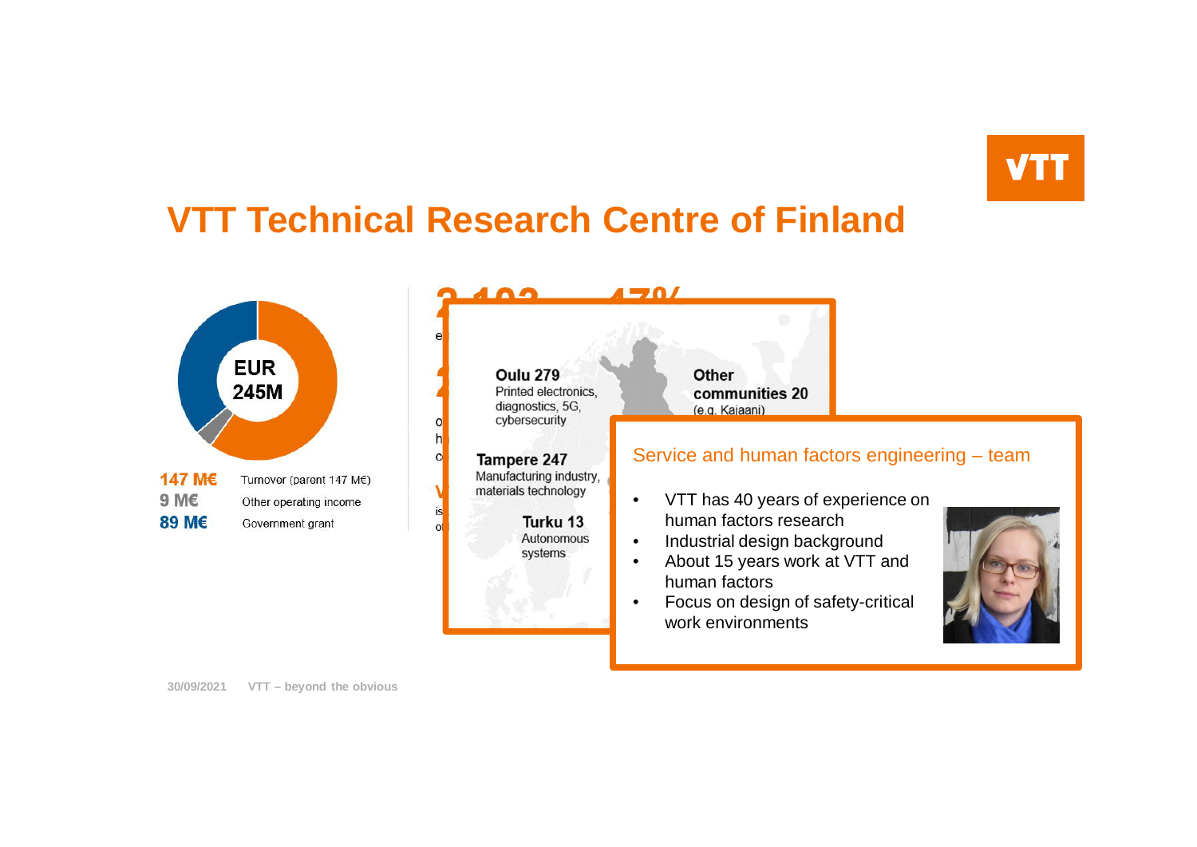# VTT Technical Research Centre of Finland

EUR 245M

| | |
|---|---|
| 147 M€ | Turnover (parent 147 M€) |
| 9 M€ | Other operating income |
| 89 M€ | Government grant |

**Oulu 279**
Printed electronics, diagnostics, 5G, cybersecurity

**Other communities 20**
(e.g. Kajaani)

**Tampere 247**
Manufacturing industry, materials technology

**Turku 13**
Autonomous systems

## Service and human factors engineering – team

- VTT has 40 years of experience on human factors research
- Industrial design background
- About 15 years work at VTT and human factors
- Focus on design of safety-critical work environments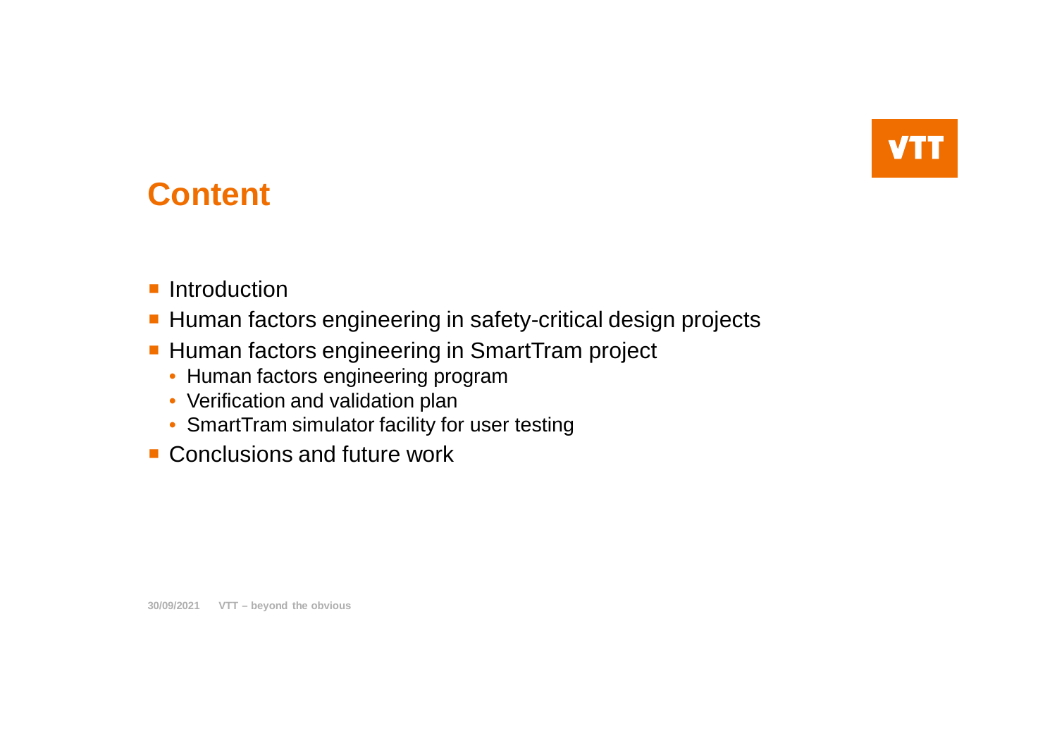# Content

- Introduction
- Human factors engineering in safety-critical design projects
- Human factors engineering in SmartTram project
  - Human factors engineering program
  - Verification and validation plan
  - SmartTram simulator facility for user testing
- Conclusions and future work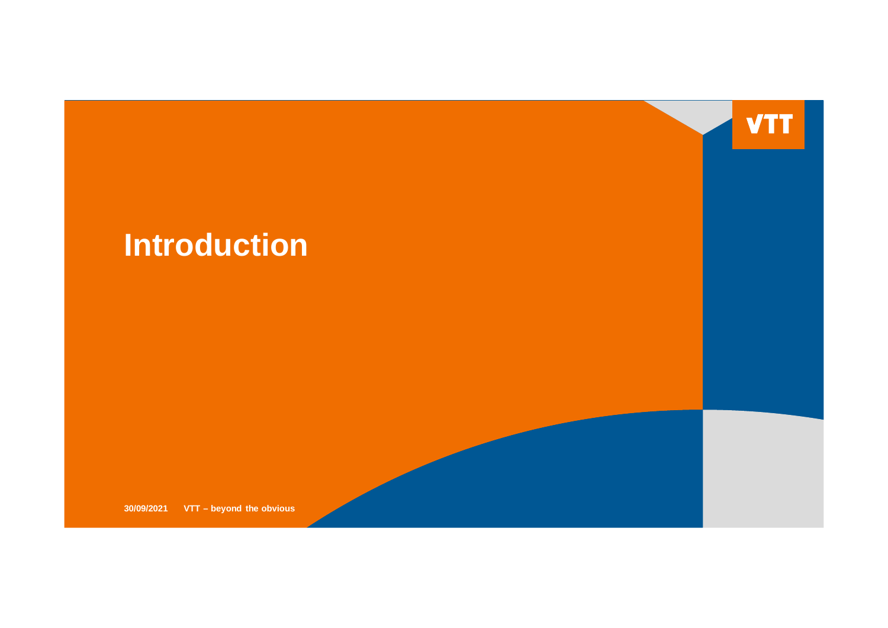# Introduction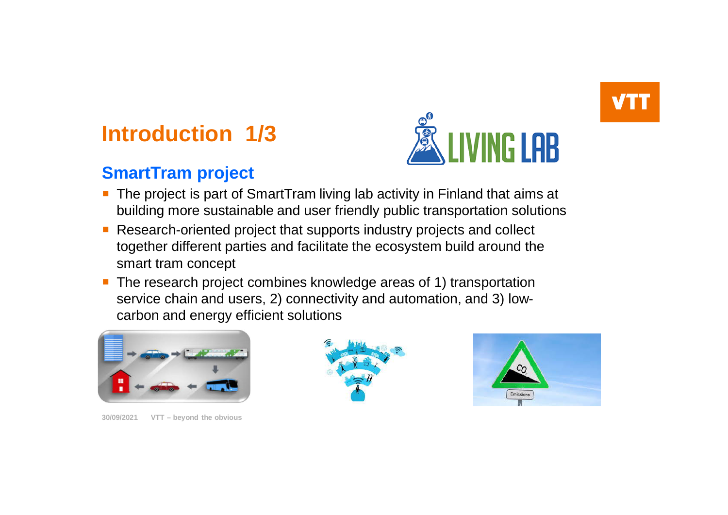# Introduction 1/3

## SmartTram project

- The project is part of SmartTram living lab activity in Finland that aims at building more sustainable and user friendly public transportation solutions
- Research-oriented project that supports industry projects and collect together different parties and facilitate the ecosystem build around the smart tram concept
- The research project combines knowledge areas of 1) transportation service chain and users, 2) connectivity and automation, and 3) low-carbon and energy efficient solutions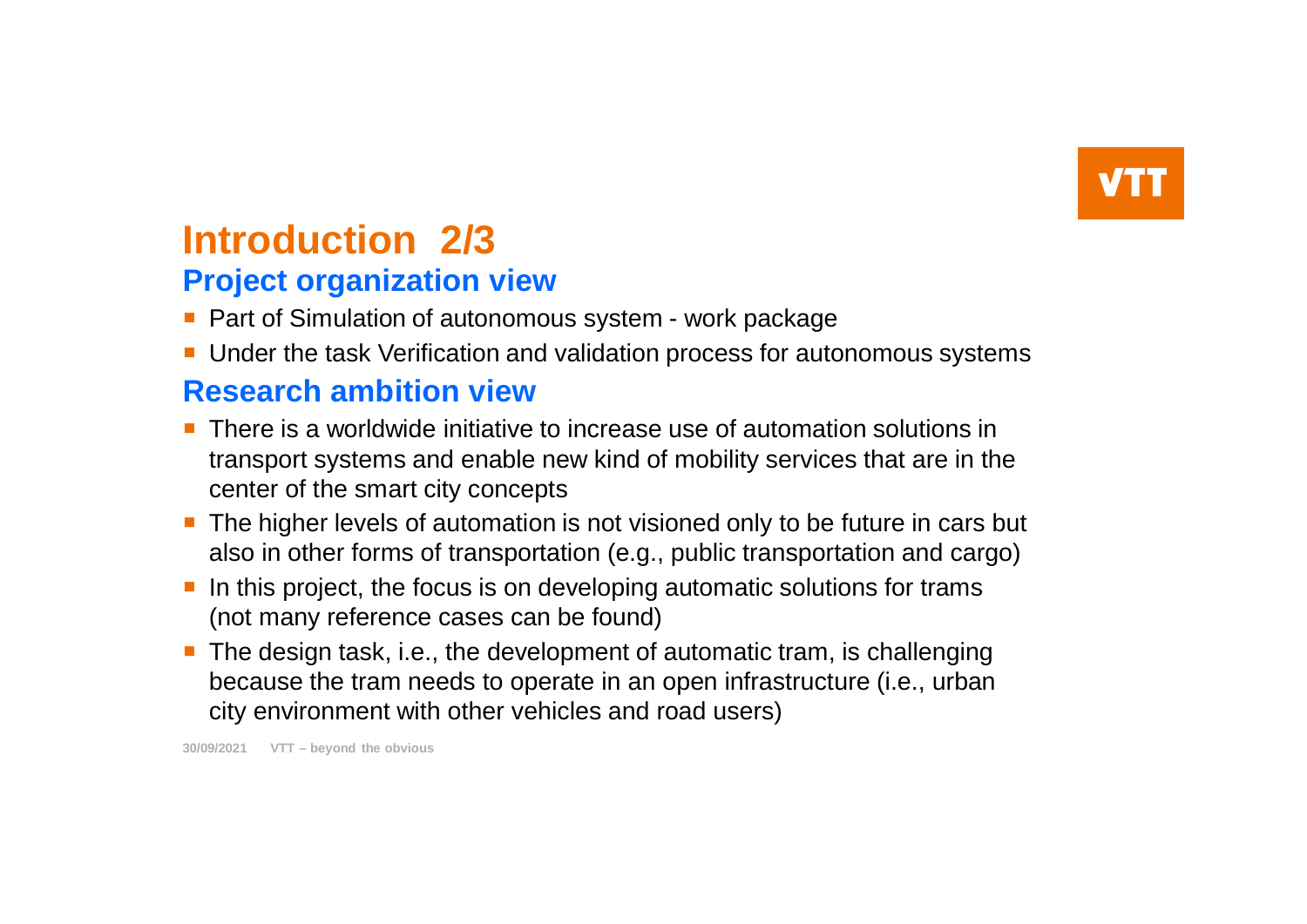# Introduction 2/3

## Project organization view

- Part of Simulation of autonomous system - work package
- Under the task Verification and validation process for autonomous systems

## Research ambition view

- There is a worldwide initiative to increase use of automation solutions in transport systems and enable new kind of mobility services that are in the center of the smart city concepts
- The higher levels of automation is not visioned only to be future in cars but also in other forms of transportation (e.g., public transportation and cargo)
- In this project, the focus is on developing automatic solutions for trams (not many reference cases can be found)
- The design task, i.e., the development of automatic tram, is challenging because the tram needs to operate in an open infrastructure (i.e., urban city environment with other vehicles and road users)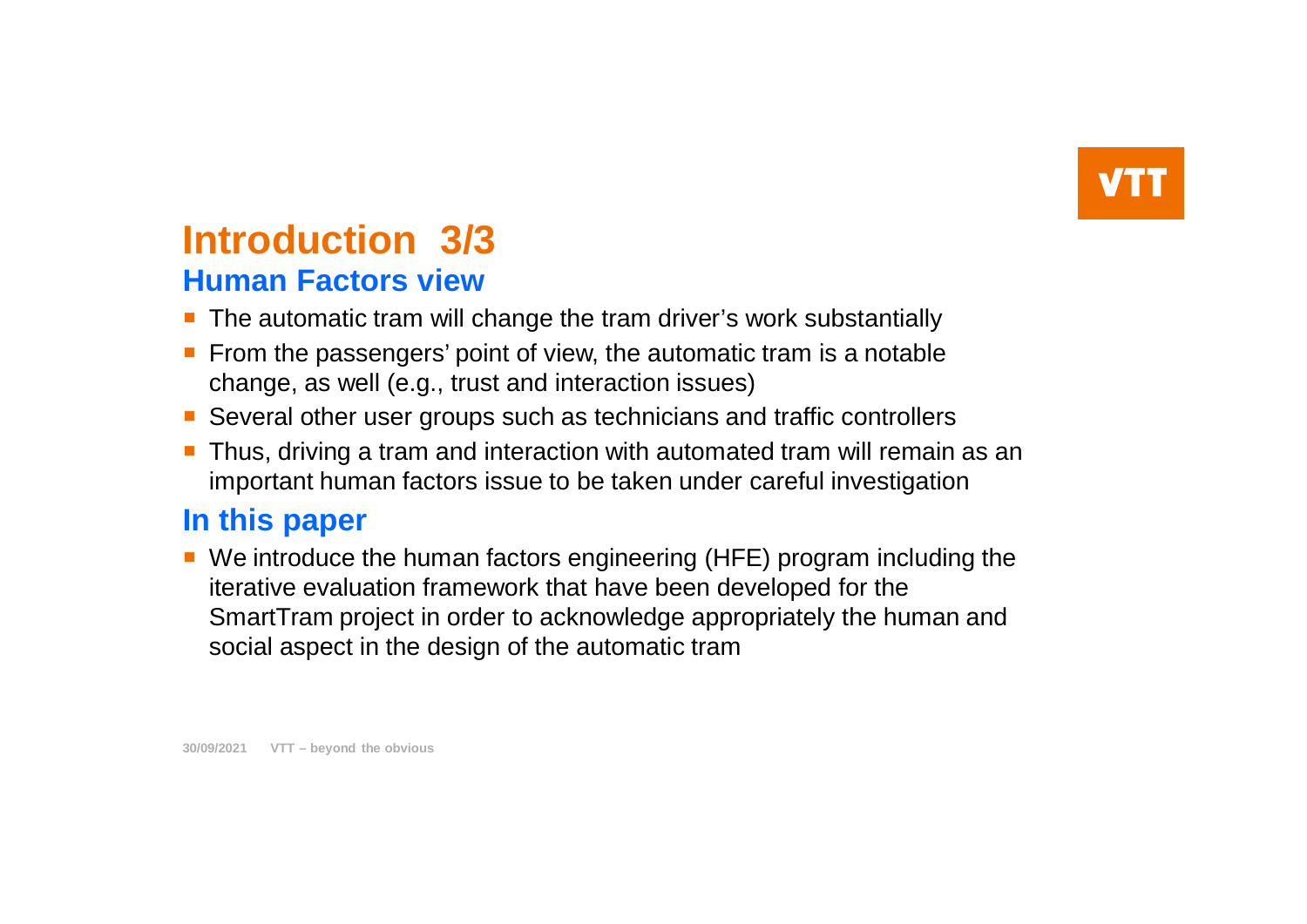# Introduction 3/3

## Human Factors view

- The automatic tram will change the tram driver's work substantially
- From the passengers' point of view, the automatic tram is a notable change, as well (e.g., trust and interaction issues)
- Several other user groups such as technicians and traffic controllers
- Thus, driving a tram and interaction with automated tram will remain as an important human factors issue to be taken under careful investigation

## In this paper

- We introduce the human factors engineering (HFE) program including the iterative evaluation framework that have been developed for the SmartTram project in order to acknowledge appropriately the human and social aspect in the design of the automatic tram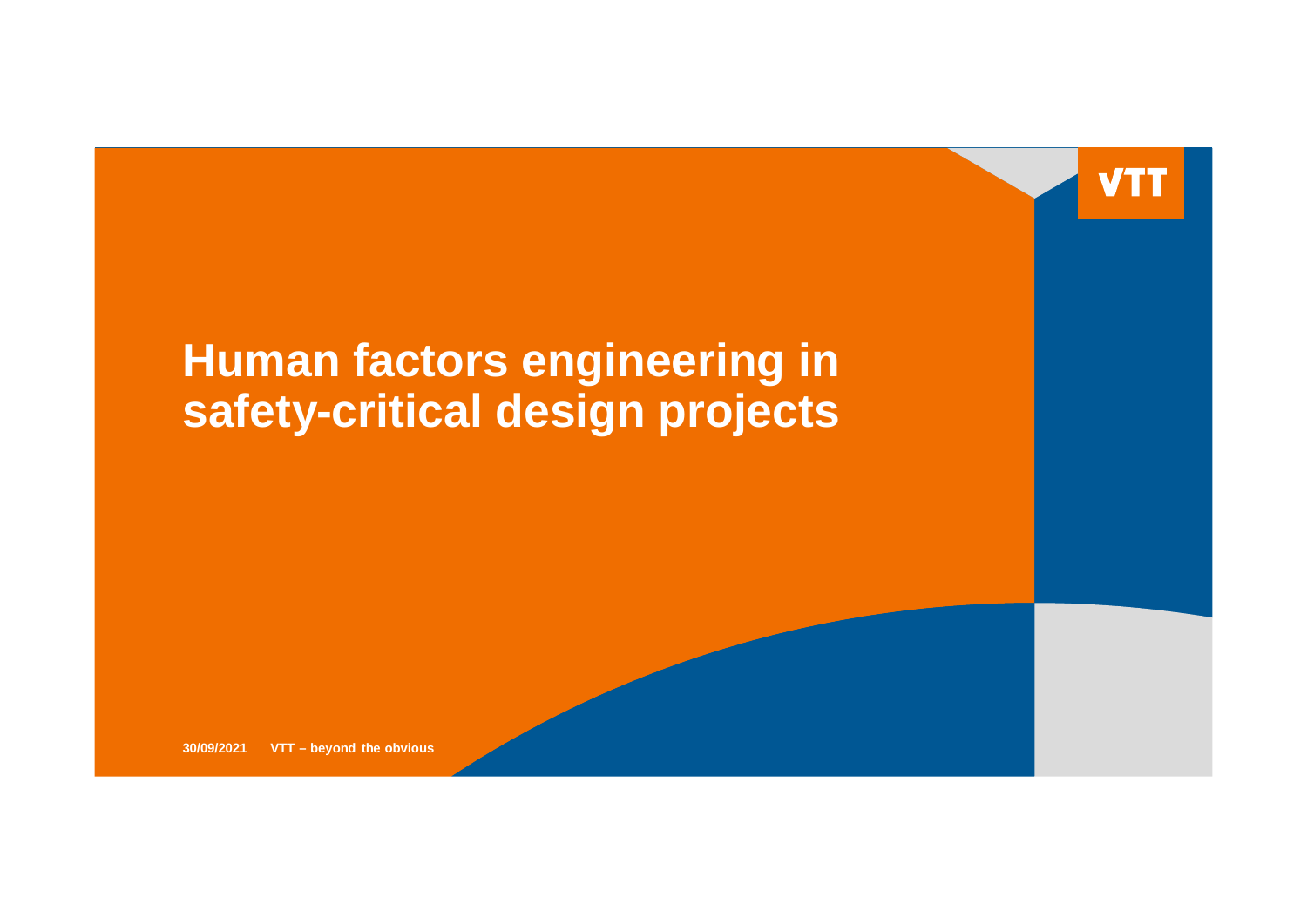# Human factors engineering in safety-critical design projects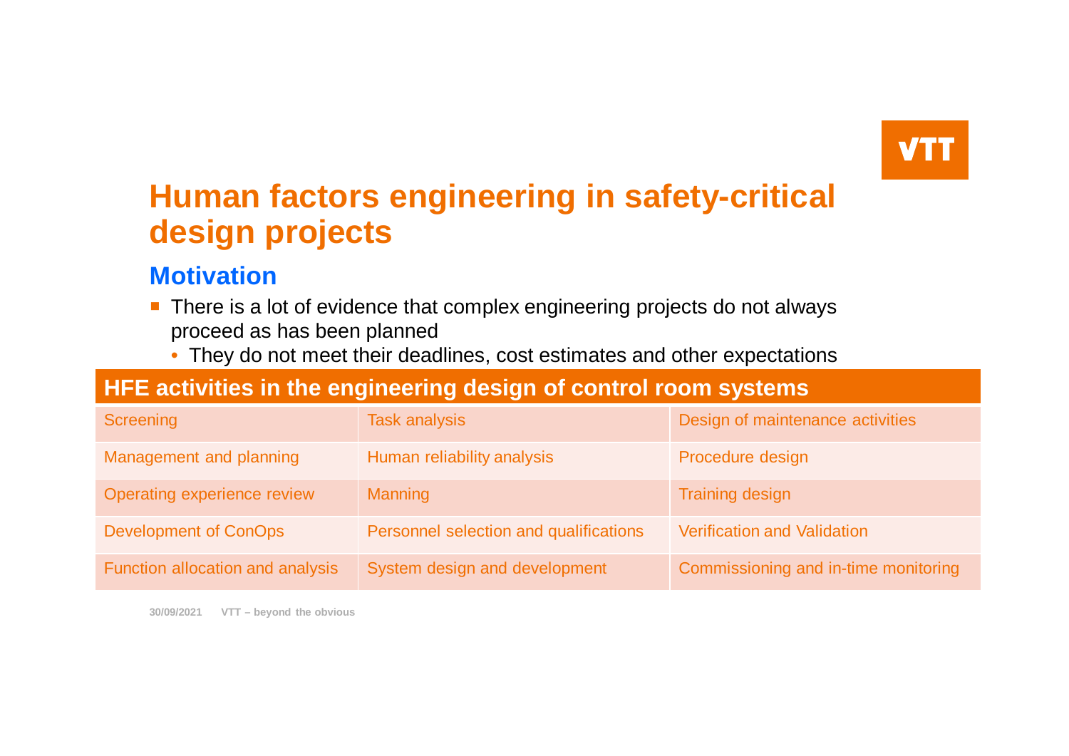# Human factors engineering in safety-critical design projects

## Motivation

- There is a lot of evidence that complex engineering projects do not always proceed as has been planned
  - They do not meet their deadlines, cost estimates and other expectations

| HFE activities in the engineering design of control room systems | | |
|---|---|---|
| Screening | Task analysis | Design of maintenance activities |
| Management and planning | Human reliability analysis | Procedure design |
| Operating experience review | Manning | Training design |
| Development of ConOps | Personnel selection and qualifications | Verification and Validation |
| Function allocation and analysis | System design and development | Commissioning and in-time monitoring |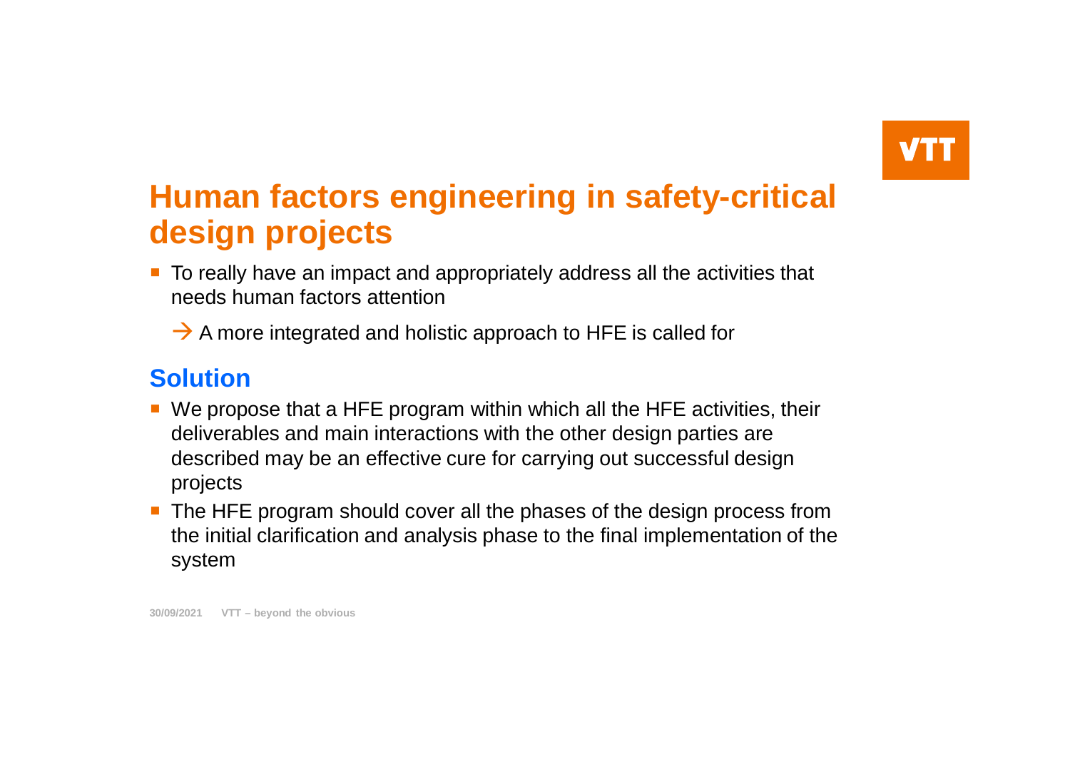# Human factors engineering in safety-critical design projects

- To really have an impact and appropriately address all the activities that needs human factors attention
  - → A more integrated and holistic approach to HFE is called for

## Solution

- We propose that a HFE program within which all the HFE activities, their deliverables and main interactions with the other design parties are described may be an effective cure for carrying out successful design projects
- The HFE program should cover all the phases of the design process from the initial clarification and analysis phase to the final implementation of the system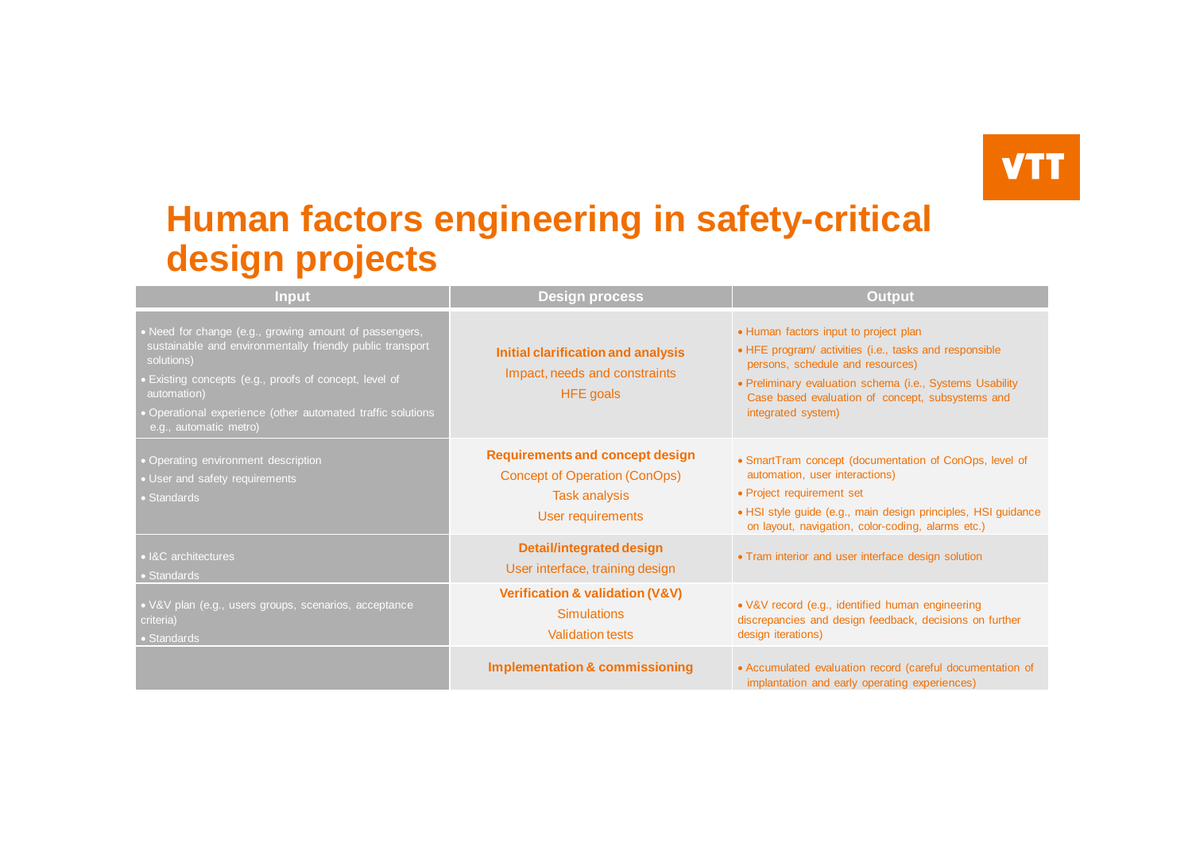# Human factors engineering in safety-critical design projects

| Input | Design process | Output |
|---|---|---|
| • Need for change (e.g., growing amount of passengers, sustainable and environmentally friendly public transport solutions)<br>• Existing concepts (e.g., proofs of concept, level of automation)<br>• Operational experience (other automated traffic solutions e.g., automatic metro) | **Initial clarification and analysis**<br>Impact, needs and constraints<br>HFE goals | • Human factors input to project plan<br>• HFE program/ activities (i.e., tasks and responsible persons, schedule and resources)<br>• Preliminary evaluation schema (i.e., Systems Usability Case based evaluation of concept, subsystems and integrated system) |
| • Operating environment description<br>• User and safety requirements<br>• Standards | **Requirements and concept design**<br>Concept of Operation (ConOps)<br>Task analysis<br>User requirements | • SmartTram concept (documentation of ConOps, level of automation, user interactions)<br>• Project requirement set<br>• HSI style guide (e.g., main design principles, HSI guidance on layout, navigation, color-coding, alarms etc.) |
| • I&C architectures<br>• Standards | **Detail/integrated design**<br>User interface, training design | • Tram interior and user interface design solution |
| • V&V plan (e.g., users groups, scenarios, acceptance criteria)<br>• Standards | **Verification & validation (V&V)**<br>Simulations<br>Validation tests | • V&V record (e.g., identified human engineering discrepancies and design feedback, decisions on further design iterations) |
| | **Implementation & commissioning** | • Accumulated evaluation record (careful documentation of implantation and early operating experiences) |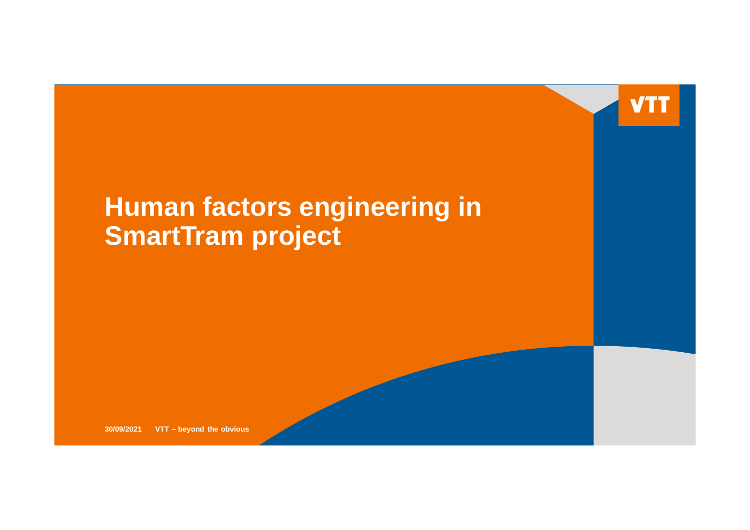# Human factors engineering in SmartTram project

30/09/2021 VTT – beyond the obvious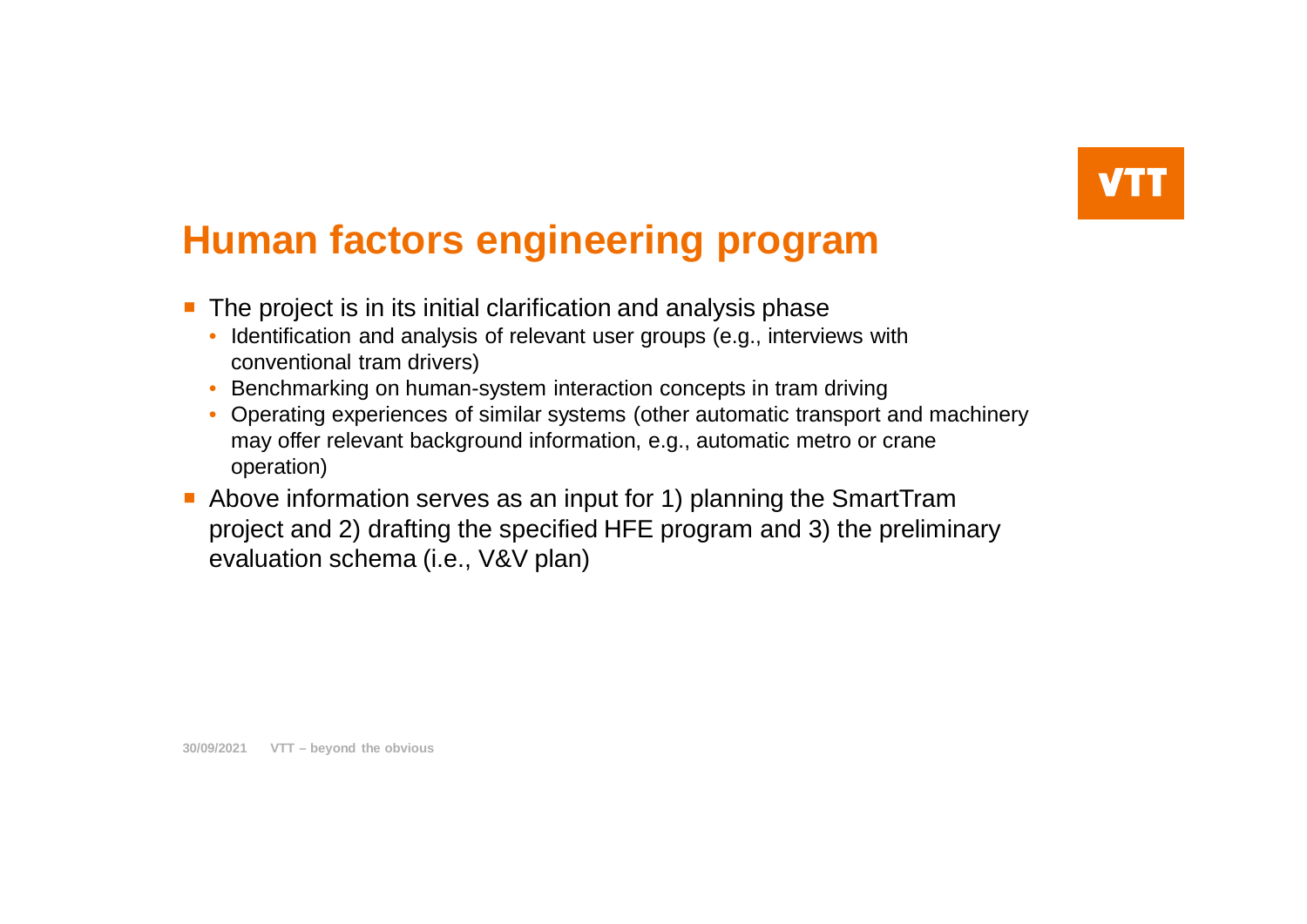# Human factors engineering program

- The project is in its initial clarification and analysis phase
  - Identification and analysis of relevant user groups (e.g., interviews with conventional tram drivers)
  - Benchmarking on human-system interaction concepts in tram driving
  - Operating experiences of similar systems (other automatic transport and machinery may offer relevant background information, e.g., automatic metro or crane operation)
- Above information serves as an input for 1) planning the SmartTram project and 2) drafting the specified HFE program and 3) the preliminary evaluation schema (i.e., V&V plan)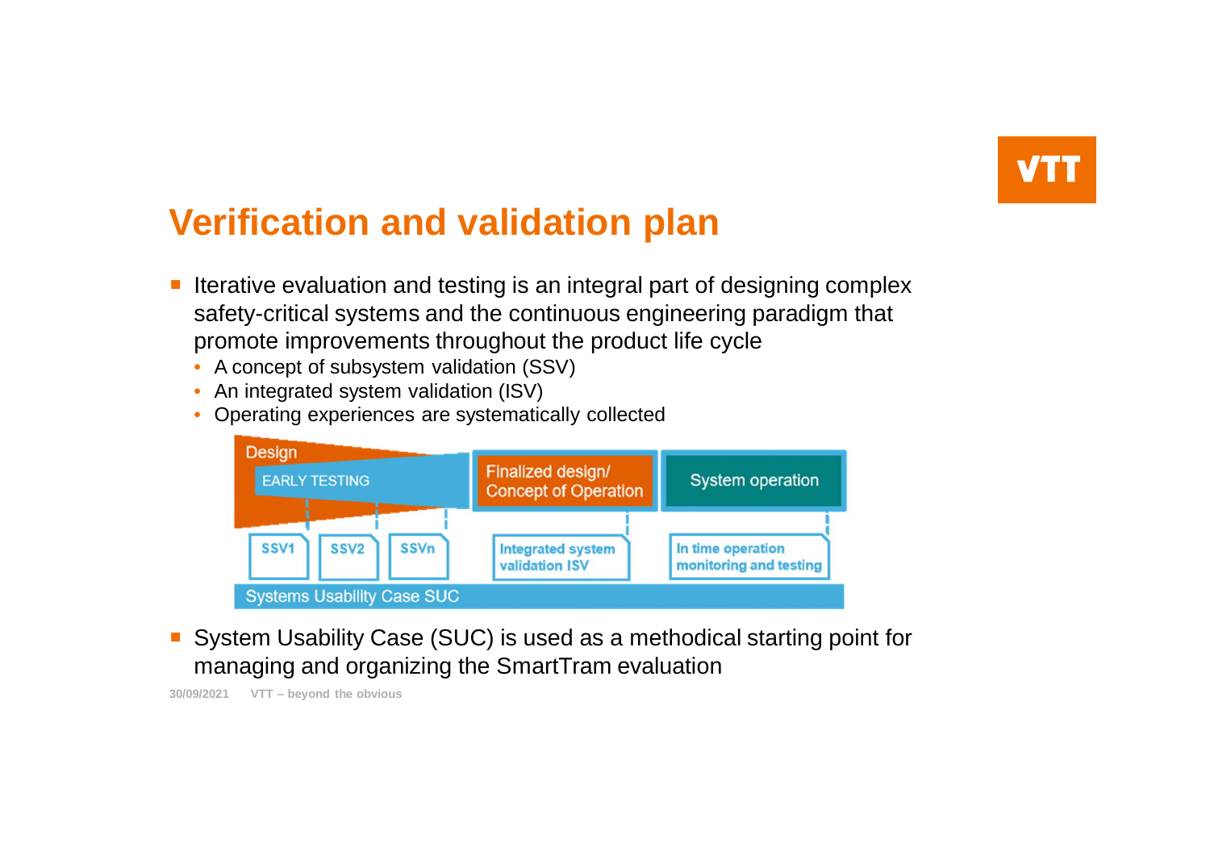# Verification and validation plan

- Iterative evaluation and testing is an integral part of designing complex safety-critical systems and the continuous engineering paradigm that promote improvements throughout the product life cycle
  - A concept of subsystem validation (SSV)
  - An integrated system validation (ISV)
  - Operating experiences are systematically collected

Design
EARLY TESTING
Finalized design/ Concept of Operation
System operation
SSV1
SSV2
SSVn
Integrated system validation ISV
In time operation monitoring and testing
Systems Usability Case SUC

- System Usability Case (SUC) is used as a methodical starting point for managing and organizing the SmartTram evaluation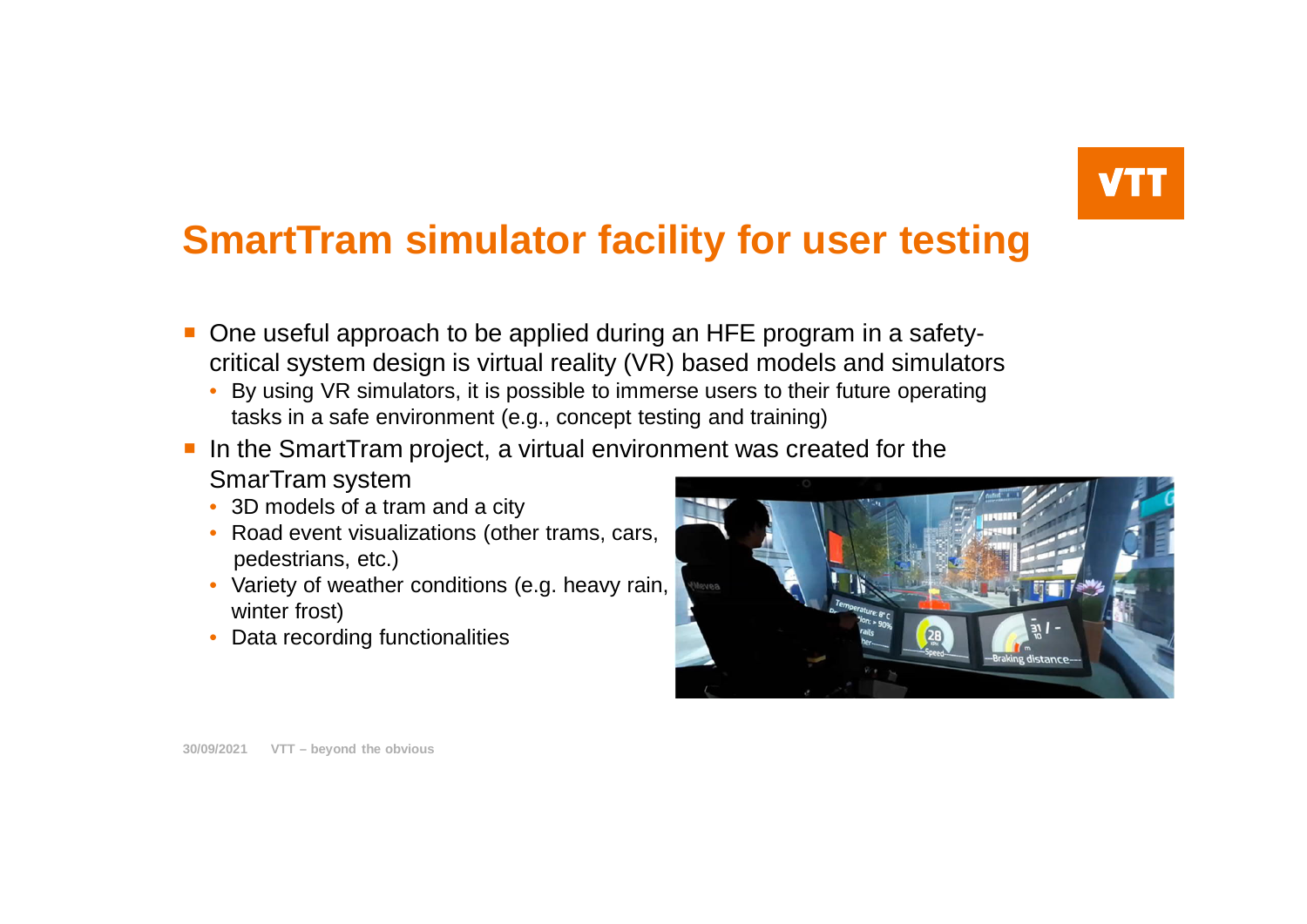# SmartTram simulator facility for user testing

- One useful approach to be applied during an HFE program in a safety-critical system design is virtual reality (VR) based models and simulators
  - By using VR simulators, it is possible to immerse users to their future operating tasks in a safe environment (e.g., concept testing and training)
- In the SmartTram project, a virtual environment was created for the SmarTram system
  - 3D models of a tram and a city
  - Road event visualizations (other trams, cars, pedestrians, etc.)
  - Variety of weather conditions (e.g. heavy rain, winter frost)
  - Data recording functionalities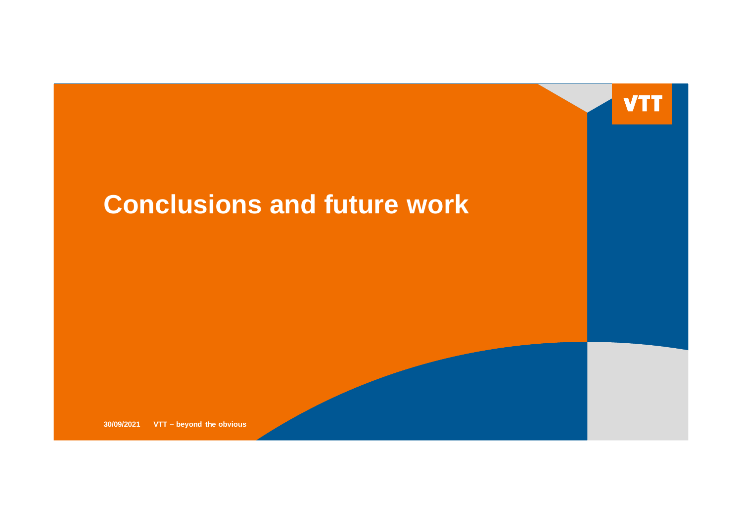# Conclusions and future work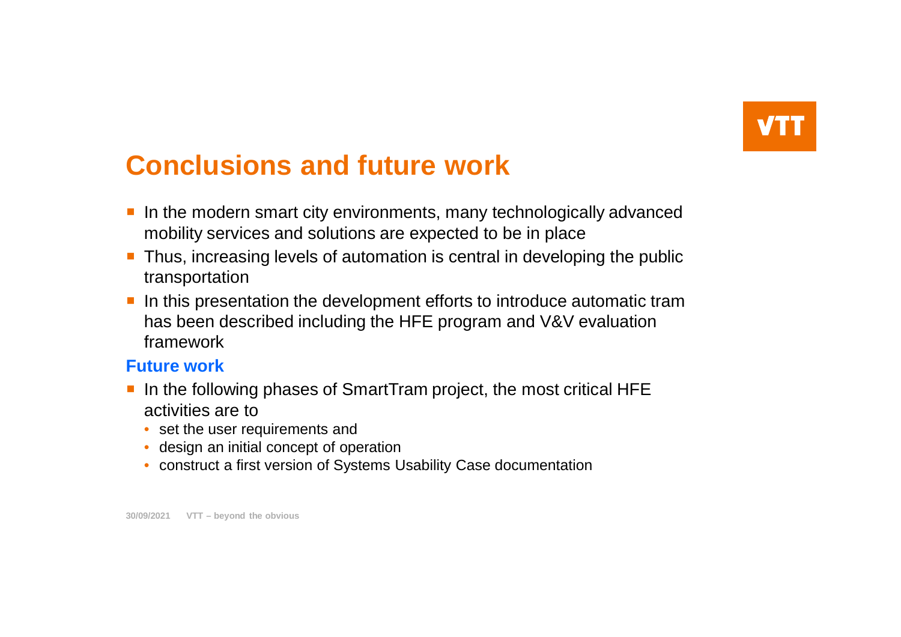# Conclusions and future work

- In the modern smart city environments, many technologically advanced mobility services and solutions are expected to be in place
- Thus, increasing levels of automation is central in developing the public transportation
- In this presentation the development efforts to introduce automatic tram has been described including the HFE program and V&V evaluation framework

## Future work

- In the following phases of SmartTram project, the most critical HFE activities are to
  - set the user requirements and
  - design an initial concept of operation
  - construct a first version of Systems Usability Case documentation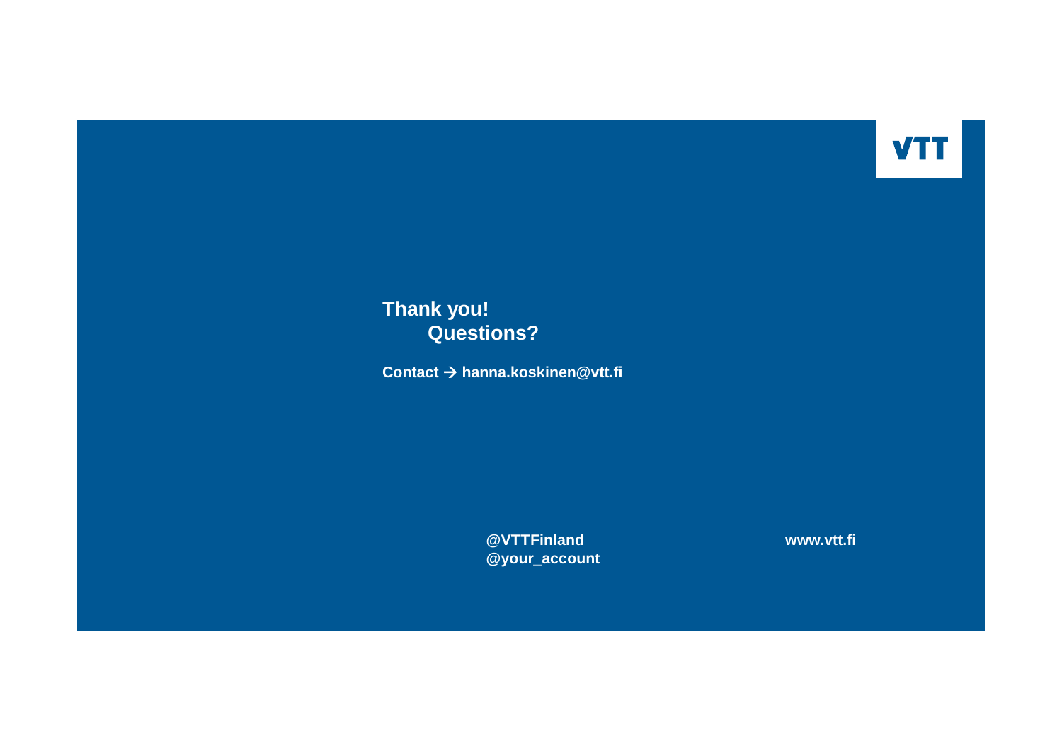VTT

**Thank you!**
**Questions?**

**Contact → hanna.koskinen@vtt.fi**

**@VTTFinland**
**@your_account**

**www.vtt.fi**